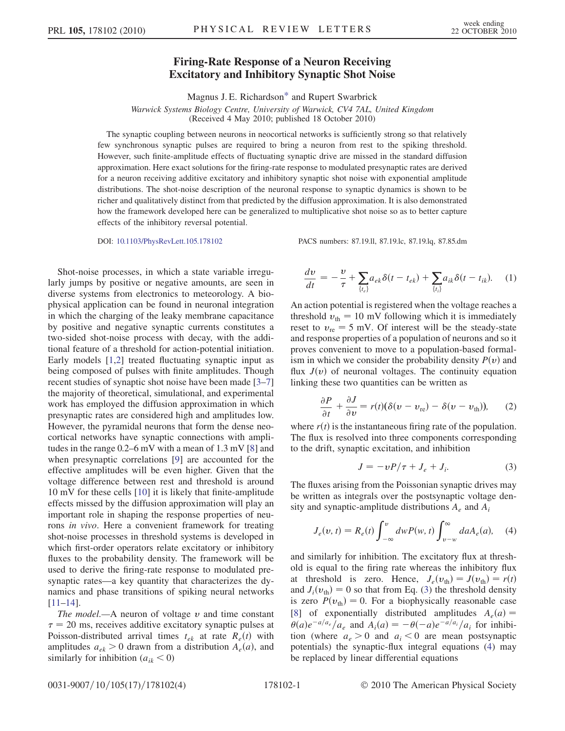# Firing-Rate Response of a Neuron Receiving Excitatory and Inhibitory Synaptic Shot Noise

Magnus J. E. Richardson* and Rupert Swarbrick

*Warwick Systems Biology Centre, University of Warwick, CV4 7AL, United Kingdom*
(Received 4 May 2010; published 18 October 2010)

The synaptic coupling between neurons in neocortical networks is sufficiently strong so that relatively few synchronous synaptic pulses are required to bring a neuron from rest to the spiking threshold. However, such finite-amplitude effects of fluctuating synaptic drive are missed in the standard diffusion approximation. Here exact solutions for the firing-rate response to modulated presynaptic rates are derived for a neuron receiving additive excitatory and inhibitory synaptic shot noise with exponential amplitude distributions. The shot-noise description of the neuronal response to synaptic dynamics is shown to be richer and qualitatively distinct from that predicted by the diffusion approximation. It is also demonstrated how the framework developed here can be generalized to multiplicative shot noise so as to better capture effects of the inhibitory reversal potential.

DOI: 10.1103/PhysRevLett.105.178102 PACS numbers: 87.19.ll, 87.19.lc, 87.19.lq, 87.85.dm

Shot-noise processes, in which a state variable irregularly jumps by positive or negative amounts, are seen in diverse systems from electronics to meteorology. A biophysical application can be found in neuronal integration in which the charging of the leaky membrane capacitance by positive and negative synaptic currents constitutes a two-sided shot-noise process with decay, with the additional feature of a threshold for action-potential initiation. Early models [1,2] treated fluctuating synaptic input as being composed of pulses with finite amplitudes. Though recent studies of synaptic shot noise have been made [3–7] the majority of theoretical, simulational, and experimental work has employed the diffusion approximation in which presynaptic rates are considered high and amplitudes low. However, the pyramidal neurons that form the dense neocortical networks have synaptic connections with amplitudes in the range 0.2–6 mV with a mean of 1.3 mV [8] and when presynaptic correlations [9] are accounted for the effective amplitudes will be even higher. Given that the voltage difference between rest and threshold is around 10 mV for these cells [10] it is likely that finite-amplitude effects missed by the diffusion approximation will play an important role in shaping the response properties of neurons *in vivo*. Here a convenient framework for treating shot-noise processes in threshold systems is developed in which first-order operators relate excitatory or inhibitory fluxes to the probability density. The framework will be used to derive the firing-rate response to modulated presynaptic rates—a key quantity that characterizes the dynamics and phase transitions of spiking neural networks [11–14].

*The model.*—A neuron of voltage $v$ and time constant $\tau = 20$ ms, receives additive excitatory synaptic pulses at Poisson-distributed arrival times $t_{ek}$ at rate $R_e(t)$ with amplitudes $a_{ek} > 0$ drawn from a distribution $A_e(a)$, and similarly for inhibition ($a_{ik} < 0$)

$$\frac{dv}{dt} = -\frac{v}{\tau} + \sum_{\{t_e\}} a_{ek}\delta(t - t_{ek}) + \sum_{\{t_i\}} a_{ik}\delta(t - t_{ik}). \quad (1)$$

An action potential is registered when the voltage reaches a threshold $v_{\rm th} = 10$ mV following which it is immediately reset to $v_{\rm re} = 5$ mV. Of interest will be the steady-state and response properties of a population of neurons and so it proves convenient to move to a population-based formalism in which we consider the probability density $P(v)$ and flux $J(v)$ of neuronal voltages. The continuity equation linking these two quantities can be written as

$$\frac{\partial P}{\partial t} + \frac{\partial J}{\partial v} = r(t)(\delta(v - v_{\rm re}) - \delta(v - v_{\rm th})), \quad (2)$$

where $r(t)$ is the instantaneous firing rate of the population. The flux is resolved into three components corresponding to the drift, synaptic excitation, and inhibition

$$J = -vP/\tau + J_e + J_i. \quad (3)$$

The fluxes arising from the Poissonian synaptic drives may be written as integrals over the postsynaptic voltage density and synaptic-amplitude distributions $A_e$ and $A_i$

$$J_e(v, t) = R_e(t)\int_{-\infty}^{v} dw P(w, t)\int_{v-w}^{\infty} da A_e(a), \quad (4)$$

and similarly for inhibition. The excitatory flux at threshold is equal to the firing rate whereas the inhibitory flux at threshold is zero. Hence, $J_e(v_{\rm th}) = J(v_{\rm th}) = r(t)$ and $J_i(v_{\rm th}) = 0$ so that from Eq. (3) the threshold density is zero $P(v_{\rm th}) = 0$. For a biophysically reasonable case [8] of exponentially distributed amplitudes $A_e(a) = \theta(a)e^{-a/a_e}/a_e$ and $A_i(a) = -\theta(-a)e^{-a/a_i}/a_i$ for inhibition (where $a_e > 0$ and $a_i < 0$ are mean postsynaptic potentials) the synaptic-flux integral equations (4) may be replaced by linear differential equations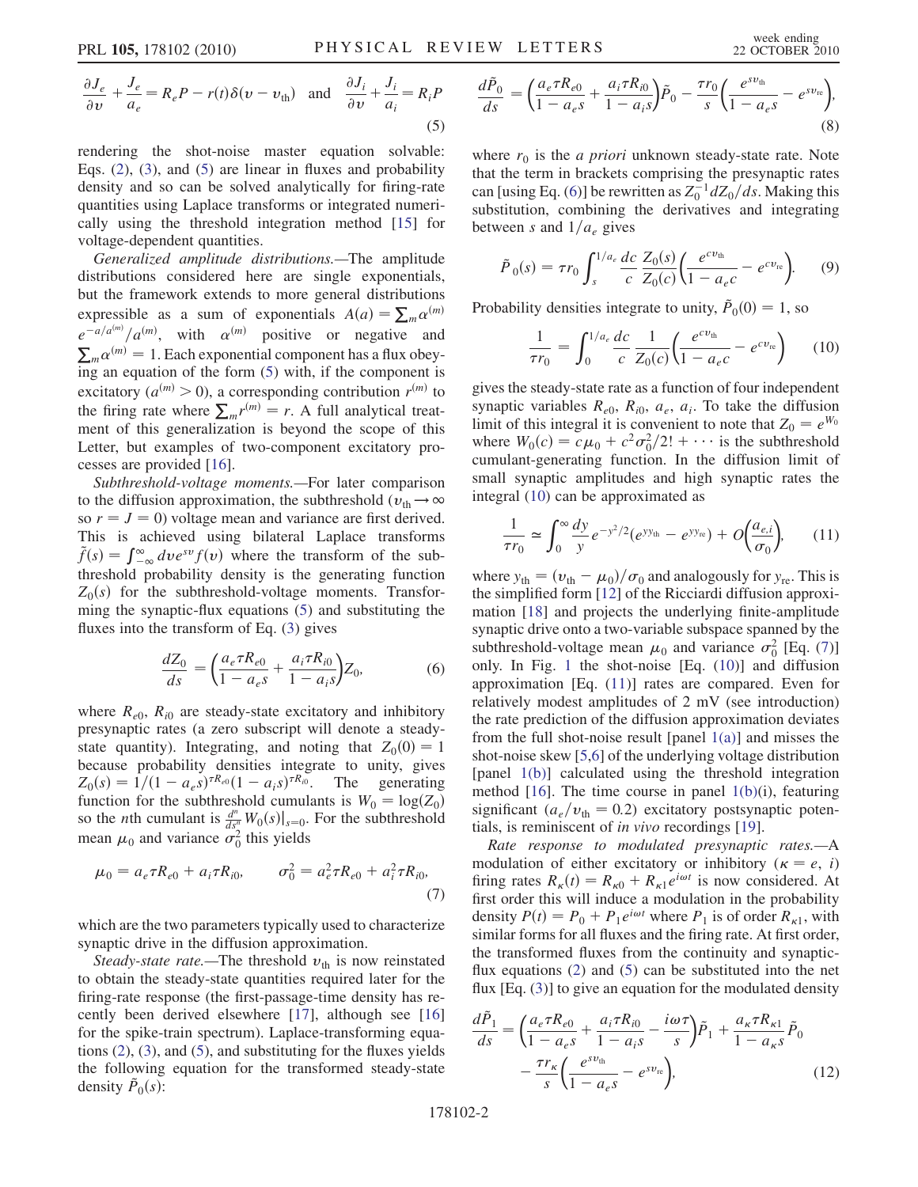$$\frac{\partial J_e}{\partial v} + \frac{J_e}{a_e} = R_e P - r(t)\delta(v - v_{\rm th}) \quad \text{and} \quad \frac{\partial J_i}{\partial v} + \frac{J_i}{a_i} = R_i P \tag{5}$$

rendering the shot-noise master equation solvable: Eqs. (2), (3), and (5) are linear in fluxes and probability density and so can be solved analytically for firing-rate quantities using Laplace transforms or integrated numerically using the threshold integration method [15] for voltage-dependent quantities.

*Generalized amplitude distributions.*—The amplitude distributions considered here are single exponentials, but the framework extends to more general distributions expressible as a sum of exponentials $A(a) = \sum_m \alpha^{(m)} e^{-a/a^{(m)}}/a^{(m)}$, with $\alpha^{(m)}$ positive or negative and $\sum_m \alpha^{(m)} = 1$. Each exponential component has a flux obeying an equation of the form (5) with, if the component is excitatory ($a^{(m)} > 0$), a corresponding contribution $r^{(m)}$ to the firing rate where $\sum_m r^{(m)} = r$. A full analytical treatment of this generalization is beyond the scope of this Letter, but examples of two-component excitatory processes are provided [16].

*Subthreshold-voltage moments.*—For later comparison to the diffusion approximation, the subthreshold ($v_{\rm th} \to \infty$ so $r = J = 0$) voltage mean and variance are first derived. This is achieved using bilateral Laplace transforms $\tilde{f}(s) = \int_{-\infty}^{\infty} dv e^{sv} f(v)$ where the transform of the subthreshold probability density is the generating function $Z_0(s)$ for the subthreshold-voltage moments. Transforming the synaptic-flux equations (5) and substituting the fluxes into the transform of Eq. (3) gives

$$\frac{dZ_0}{ds} = \left(\frac{a_e \tau R_{e0}}{1 - a_e s} + \frac{a_i \tau R_{i0}}{1 - a_i s}\right) Z_0, \tag{6}$$

where $R_{e0}$, $R_{i0}$ are steady-state excitatory and inhibitory presynaptic rates (a zero subscript will denote a steady-state quantity). Integrating, and noting that $Z_0(0) = 1$ because probability densities integrate to unity, gives $Z_0(s) = 1/(1 - a_e s)^{\tau R_{e0}}(1 - a_i s)^{\tau R_{i0}}$. The generating function for the subthreshold cumulants is $W_0 = \log(Z_0)$ so the $n$th cumulant is $\frac{d^n}{ds^n} W_0(s)|_{s=0}$. For the subthreshold mean $\mu_0$ and variance $\sigma_0^2$ this yields

$$\mu_0 = a_e \tau R_{e0} + a_i \tau R_{i0}, \qquad \sigma_0^2 = a_e^2 \tau R_{e0} + a_i^2 \tau R_{i0}, \tag{7}$$

which are the two parameters typically used to characterize synaptic drive in the diffusion approximation.

*Steady-state rate.*—The threshold $v_{\rm th}$ is now reinstated to obtain the steady-state quantities required later for the firing-rate response (the first-passage-time density has recently been derived elsewhere [17], although see [16] for the spike-train spectrum). Laplace-transforming equations (2), (3), and (5), and substituting for the fluxes yields the following equation for the transformed steady-state density $\tilde{P}_0(s)$:

$$\frac{d\tilde{P}_0}{ds} = \left(\frac{a_e \tau R_{e0}}{1 - a_e s} + \frac{a_i \tau R_{i0}}{1 - a_i s}\right)\tilde{P}_0 - \frac{\tau r_0}{s}\left(\frac{e^{s v_{\rm th}}}{1 - a_e s} - e^{s v_{\rm re}}\right), \tag{8}$$

where $r_0$ is the *a priori* unknown steady-state rate. Note that the term in brackets comprising the presynaptic rates can [using Eq. (6)] be rewritten as $Z_0^{-1} dZ_0/ds$. Making this substitution, combining the derivatives and integrating between $s$ and $1/a_e$ gives

$$\tilde{P}_0(s) = \tau r_0 \int_s^{1/a_e} \frac{dc}{c} \frac{Z_0(s)}{Z_0(c)}\left(\frac{e^{c v_{\rm th}}}{1 - a_e c} - e^{c v_{\rm re}}\right). \tag{9}$$

Probability densities integrate to unity, $\tilde{P}_0(0) = 1$, so

$$\frac{1}{\tau r_0} = \int_0^{1/a_e} \frac{dc}{c} \frac{1}{Z_0(c)}\left(\frac{e^{c v_{\rm th}}}{1 - a_e c} - e^{c v_{\rm re}}\right) \tag{10}$$

gives the steady-state rate as a function of four independent synaptic variables $R_{e0}$, $R_{i0}$, $a_e$, $a_i$. To take the diffusion limit of this integral it is convenient to note that $Z_0 = e^{W_0}$ where $W_0(c) = c\mu_0 + c^2\sigma_0^2/2! + \cdots$ is the subthreshold cumulant-generating function. In the diffusion limit of small synaptic amplitudes and high synaptic rates the integral (10) can be approximated as

$$\frac{1}{\tau r_0} \simeq \int_0^{\infty} \frac{dy}{y} e^{-y^2/2}(e^{y y_{\rm th}} - e^{y y_{\rm re}}) + O\left(\frac{a_{e,i}}{\sigma_0}\right), \tag{11}$$

where $y_{\rm th} = (v_{\rm th} - \mu_0)/\sigma_0$ and analogously for $y_{\rm re}$. This is the simplified form [12] of the Ricciardi diffusion approximation [18] and projects the underlying finite-amplitude synaptic drive onto a two-variable subspace spanned by the subthreshold-voltage mean $\mu_0$ and variance $\sigma_0^2$ [Eq. (7)] only. In Fig. 1 the shot-noise [Eq. (10)] and diffusion approximation [Eq. (11)] rates are compared. Even for relatively modest amplitudes of 2 mV (see introduction) the rate prediction of the diffusion approximation deviates from the full shot-noise result [panel 1(a)] and misses the shot-noise skew [5,6] of the underlying voltage distribution [panel 1(b)] calculated using the threshold integration method [16]. The time course in panel 1(b)(i), featuring significant ($a_e/v_{\rm th} = 0.2$) excitatory postsynaptic potentials, is reminiscent of *in vivo* recordings [19].

*Rate response to modulated presynaptic rates.*—A modulation of either excitatory or inhibitory ($\kappa = e,\ i$) firing rates $R_\kappa(t) = R_{\kappa 0} + R_{\kappa 1} e^{i\omega t}$ is now considered. At first order this will induce a modulation in the probability density $P(t) = P_0 + P_1 e^{i\omega t}$ where $P_1$ is of order $R_{\kappa 1}$, with similar forms for all fluxes and the firing rate. At first order, the transformed fluxes from the continuity and synaptic-flux equations (2) and (5) can be substituted into the net flux [Eq. (3)] to give an equation for the modulated density

$$\frac{d\tilde{P}_1}{ds} = \left(\frac{a_e \tau R_{e0}}{1 - a_e s} + \frac{a_i \tau R_{i0}}{1 - a_i s} - \frac{i\omega\tau}{s}\right)\tilde{P}_1 + \frac{a_\kappa \tau R_{\kappa 1}}{1 - a_\kappa s}\tilde{P}_0 - \frac{\tau r_\kappa}{s}\left(\frac{e^{s v_{\rm th}}}{1 - a_e s} - e^{s v_{\rm re}}\right), \tag{12}$$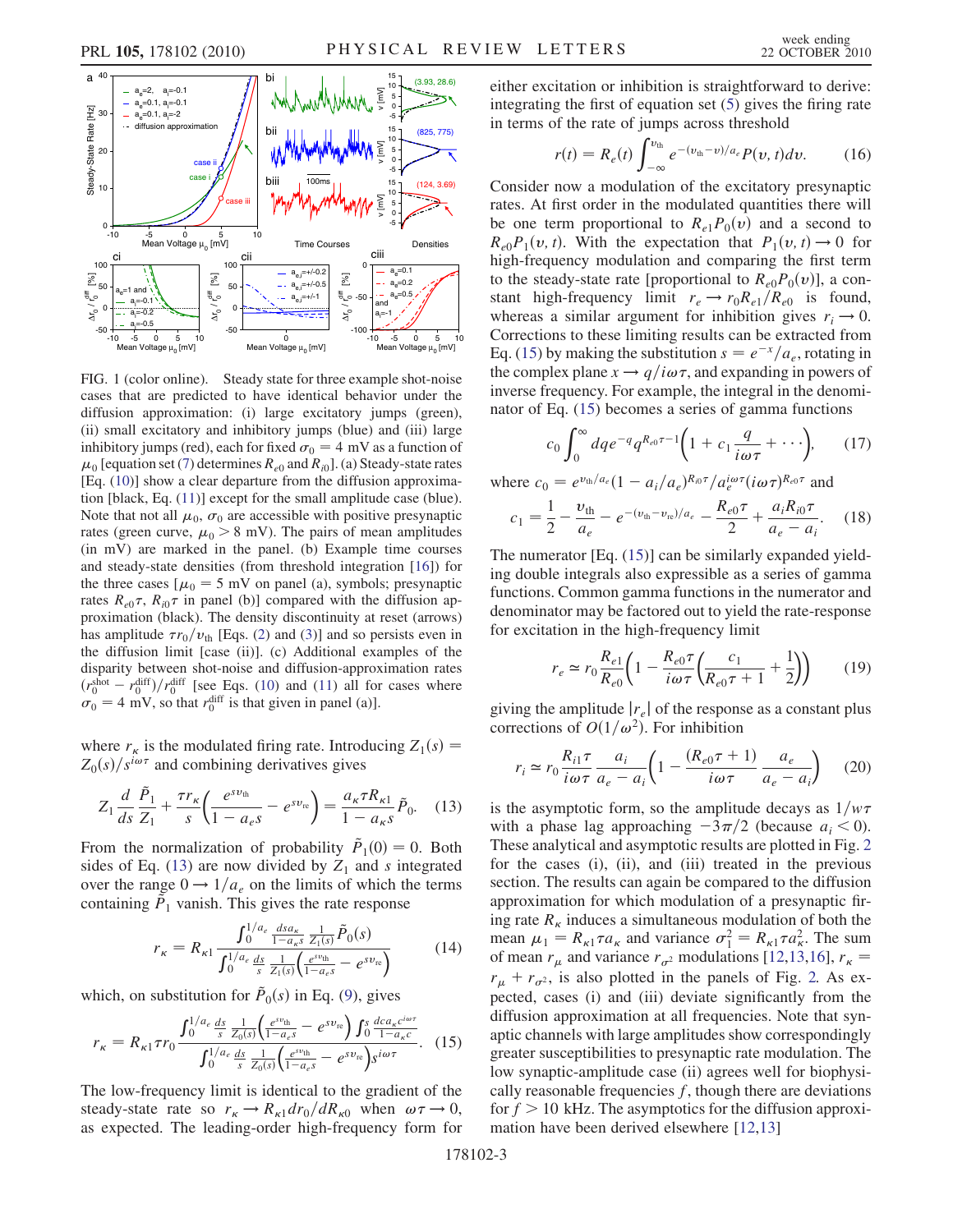FIG. 1 (color online). Steady state for three example shot-noise cases that are predicted to have identical behavior under the diffusion approximation: (i) large excitatory jumps (green), (ii) small excitatory and inhibitory jumps (blue) and (iii) large inhibitory jumps (red), each for fixed $\sigma_0 = 4$ mV as a function of $\mu_0$ [equation set (7) determines $R_{e0}$ and $R_{i0}$]. (a) Steady-state rates [Eq. (10)] show a clear departure from the diffusion approximation [black, Eq. (11)] except for the small amplitude case (blue). Note that not all $\mu_0$, $\sigma_0$ are accessible with positive presynaptic rates (green curve, $\mu_0 > 8$ mV). The pairs of mean amplitudes (in mV) are marked in the panel. (b) Example time courses and steady-state densities (from threshold integration [16]) for the three cases [$\mu_0 = 5$ mV on panel (a), symbols; presynaptic rates $R_{e0}\tau$, $R_{i0}\tau$ in panel (b)] compared with the diffusion approximation (black). The density discontinuity at reset (arrows) has amplitude $\tau r_0/v_{\rm th}$ [Eqs. (2) and (3)] and so persists even in the diffusion limit [case (ii)]. (c) Additional examples of the disparity between shot-noise and diffusion-approximation rates $(r_0^{\rm shot} - r_0^{\rm diff})/r_0^{\rm diff}$ [see Eqs. (10) and (11) all for cases where $\sigma_0 = 4$ mV, so that $r_0^{\rm diff}$ is that given in panel (a)].

where $r_\kappa$ is the modulated firing rate. Introducing $Z_1(s) = Z_0(s)/s^{i\omega\tau}$ and combining derivatives gives

$$Z_1 \frac{d}{ds}\frac{\tilde{P}_1}{Z_1} + \frac{\tau r_\kappa}{s}\left(\frac{e^{s v_{\rm th}}}{1 - a_e s} - e^{s v_{\rm re}}\right) = \frac{a_\kappa \tau R_{\kappa 1}}{1 - a_\kappa s}\tilde{P}_0. \quad (13)$$

From the normalization of probability $\tilde{P}_1(0) = 0$. Both sides of Eq. (13) are now divided by $Z_1$ and $s$ integrated over the range $0 \to 1/a_e$ on the limits of which the terms containing $\tilde{P}_1$ vanish. This gives the rate response

$$r_\kappa = R_{\kappa 1}\frac{\int_0^{1/a_e}\frac{ds a_\kappa}{1 - a_\kappa s}\frac{1}{Z_1(s)}\tilde{P}_0(s)}{\int_0^{1/a_e}\frac{ds}{s}\frac{1}{Z_1(s)}\left(\frac{e^{s v_{\rm th}}}{1 - a_e s} - e^{s v_{\rm re}}\right)} \quad (14)$$

which, on substitution for $\tilde{P}_0(s)$ in Eq. (9), gives

$$r_\kappa = R_{\kappa 1}\tau r_0 \frac{\int_0^{1/a_e}\frac{ds}{s}\frac{1}{Z_0(s)}\left(\frac{e^{s v_{\rm th}}}{1 - a_e s} - e^{s v_{\rm re}}\right)\int_0^s \frac{dc a_\kappa c^{i\omega\tau}}{1 - a_\kappa c}}{\int_0^{1/a_e}\frac{ds}{s}\frac{1}{Z_0(s)}\left(\frac{e^{s v_{\rm th}}}{1 - a_e s} - e^{s v_{\rm re}}\right)s^{i\omega\tau}}. \quad (15)$$

The low-frequency limit is identical to the gradient of the steady-state rate so $r_\kappa \to R_{\kappa 1} dr_0/dR_{\kappa 0}$ when $\omega\tau \to 0$, as expected. The leading-order high-frequency form for either excitation or inhibition is straightforward to derive: integrating the first of equation set (5) gives the firing rate in terms of the rate of jumps across threshold

$$r(t) = R_e(t)\int_{-\infty}^{v_{\rm th}} e^{-(v_{\rm th} - v)/a_e} P(v, t) dv. \quad (16)$$

Consider now a modulation of the excitatory presynaptic rates. At first order in the modulated quantities there will be one term proportional to $R_{e1}P_0(v)$ and a second to $R_{e0}P_1(v, t)$. With the expectation that $P_1(v, t) \to 0$ for high-frequency modulation and comparing the first term to the steady-state rate [proportional to $R_{e0}P_0(v)$], a constant high-frequency limit $r_e \to r_0 R_{e1}/R_{e0}$ is found, whereas a similar argument for inhibition gives $r_i \to 0$. Corrections to these limiting results can be extracted from Eq. (15) by making the substitution $s = e^{-x}/a_e$, rotating in the complex plane $x \to q/i\omega\tau$, and expanding in powers of inverse frequency. For example, the integral in the denominator of Eq. (15) becomes a series of gamma functions

$$c_0 \int_0^\infty dq e^{-q} q^{R_{e0}\tau - 1}\left(1 + c_1 \frac{q}{i\omega\tau} + \cdots\right), \quad (17)$$

where $c_0 = e^{v_{\rm th}/a_e}(1 - a_i/a_e)^{R_{i0}\tau}/a_e^{i\omega\tau}(i\omega\tau)^{R_{e0}\tau}$ and

$$c_1 = \frac{1}{2} - \frac{v_{\rm th}}{a_e} - e^{-(v_{\rm th} - v_{\rm re})/a_e} - \frac{R_{e0}\tau}{2} + \frac{a_i R_{i0}\tau}{a_e - a_i}. \quad (18)$$

The numerator [Eq. (15)] can be similarly expanded yielding double integrals also expressible as a series of gamma functions. Common gamma functions in the numerator and denominator may be factored out to yield the rate-response for excitation in the high-frequency limit

$$r_e \simeq r_0 \frac{R_{e1}}{R_{e0}}\left(1 - \frac{R_{e0}\tau}{i\omega\tau}\left(\frac{c_1}{R_{e0}\tau + 1} + \frac{1}{2}\right)\right) \quad (19)$$

giving the amplitude $|r_e|$ of the response as a constant plus corrections of $O(1/\omega^2)$. For inhibition

$$r_i \simeq r_0 \frac{R_{i1}\tau}{i\omega\tau}\frac{a_i}{a_e - a_i}\left(1 - \frac{(R_{e0}\tau + 1)}{i\omega\tau}\frac{a_e}{a_e - a_i}\right) \quad (20)$$

is the asymptotic form, so the amplitude decays as $1/w\tau$ with a phase lag approaching $-3\pi/2$ (because $a_i < 0$). These analytical and asymptotic results are plotted in Fig. 2 for the cases (i), (ii), and (iii) treated in the previous section. The results can again be compared to the diffusion approximation for which modulation of a presynaptic firing rate $R_\kappa$ induces a simultaneous modulation of both the mean $\mu_1 = R_{\kappa 1}\tau a_\kappa$ and variance $\sigma_1^2 = R_{\kappa 1}\tau a_\kappa^2$. The sum of mean $r_\mu$ and variance $r_{\sigma^2}$ modulations [12,13,16], $r_\kappa = r_\mu + r_{\sigma^2}$, is also plotted in the panels of Fig. 2. As expected, cases (i) and (iii) deviate significantly from the diffusion approximation at all frequencies. Note that synaptic channels with large amplitudes show correspondingly greater susceptibilities to presynaptic rate modulation. The low synaptic-amplitude case (ii) agrees well for biophysically reasonable frequencies $f$, though there are deviations for $f > 10$ kHz. The asymptotics for the diffusion approximation have been derived elsewhere [12,13]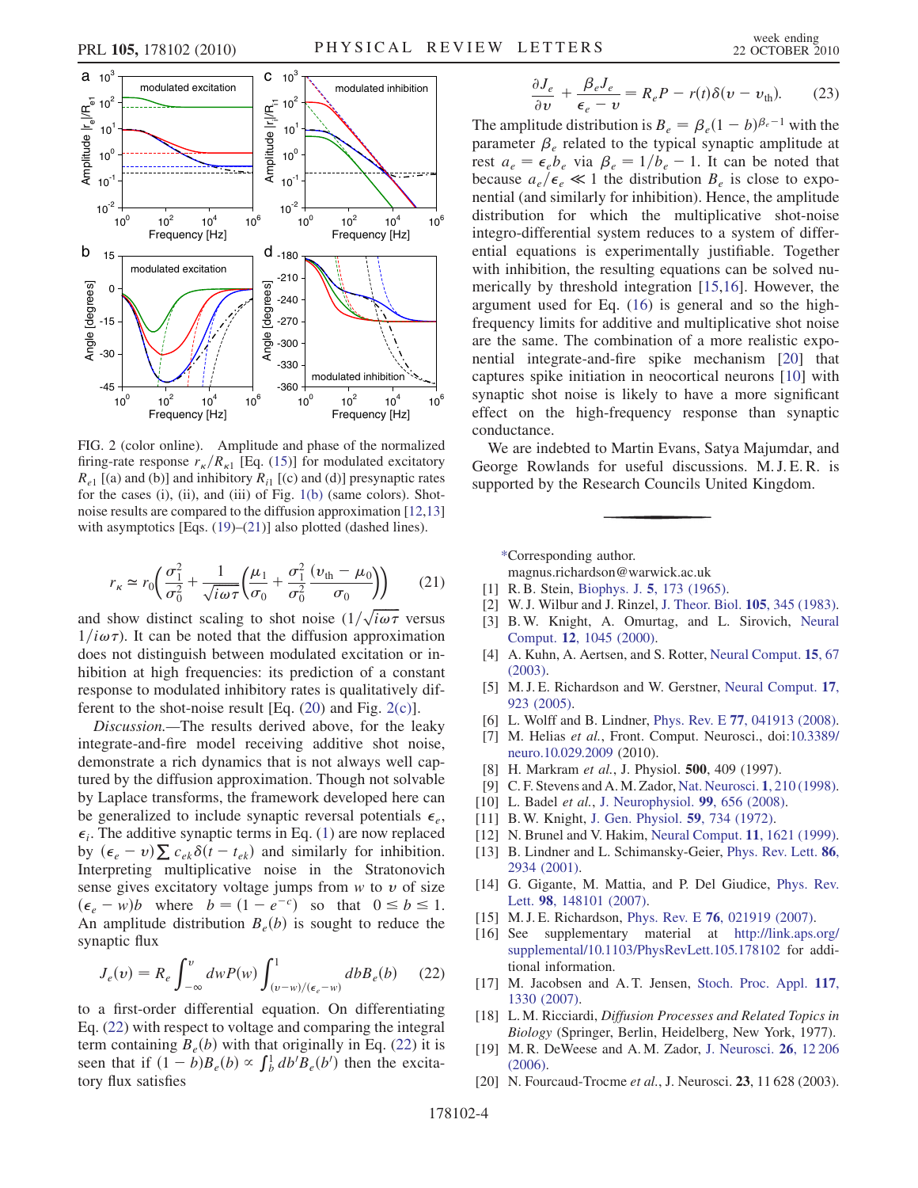a

modulated excitation

Amplitude $|r_e|/R_{e1}$

$10^3$ $10^2$ $10^1$ $10^0$ $10^{-1}$ $10^{-2}$

$10^0$ $10^2$ $10^4$ $10^6$

Frequency [Hz]

c

modulated inhibition

Amplitude $|r_i|/R_{i1}$

$10^3$ $10^2$ $10^1$ $10^0$ $10^{-1}$ $10^{-2}$

$10^0$ $10^2$ $10^4$ $10^6$

Frequency [Hz]

b

modulated excitation

Angle [degrees]

15 0 -15 -30 -45

$10^0$ $10^2$ $10^4$ $10^6$

Frequency [Hz]

d

modulated inhibition

Angle [degrees]

-180 -210 -240 -270 -300 -330 -360

$10^0$ $10^2$ $10^4$ $10^6$

Frequency [Hz]

FIG. 2 (color online). Amplitude and phase of the normalized firing-rate response $r_\kappa/R_{\kappa 1}$ [Eq. (15)] for modulated excitatory $R_{e1}$ [(a) and (b)] and inhibitory $R_{i1}$ [(c) and (d)] presynaptic rates for the cases (i), (ii), and (iii) of Fig. 1(b) (same colors). Shot-noise results are compared to the diffusion approximation [12,13] with asymptotics [Eqs. (19)–(21)] also plotted (dashed lines).

$$r_\kappa \simeq r_0\left(\frac{\sigma_1^2}{\sigma_0^2} + \frac{1}{\sqrt{i\omega\tau}}\left(\frac{\mu_1}{\sigma_0} + \frac{\sigma_1^2}{\sigma_0^2}\frac{(v_{\text{th}} - \mu_0)}{\sigma_0}\right)\right) \tag{21}$$

and show distinct scaling to shot noise ($1/\sqrt{i\omega\tau}$ versus $1/i\omega\tau$). It can be noted that the diffusion approximation does not distinguish between modulated excitation or inhibition at high frequencies: its prediction of a constant response to modulated inhibitory rates is qualitatively different to the shot-noise result [Eq. (20) and Fig. 2(c)].

*Discussion.*—The results derived above, for the leaky integrate-and-fire model receiving additive shot noise, demonstrate a rich dynamics that is not always well captured by the diffusion approximation. Though not solvable by Laplace transforms, the framework developed here can be generalized to include synaptic reversal potentials $\epsilon_e$, $\epsilon_i$. The additive synaptic terms in Eq. (1) are now replaced by $(\epsilon_e - v)\sum c_{ek}\delta(t - t_{ek})$ and similarly for inhibition. Interpreting multiplicative noise in the Stratonovich sense gives excitatory voltage jumps from $w$ to $v$ of size $(\epsilon_e - w)b$ where $b = (1 - e^{-c})$ so that $0 \le b \le 1$. An amplitude distribution $B_e(b)$ is sought to reduce the synaptic flux

$$J_e(v) = R_e\int_{-\infty}^{v} dw P(w)\int_{(v-w)/(\epsilon_e - w)}^{1} db B_e(b) \tag{22}$$

to a first-order differential equation. On differentiating Eq. (22) with respect to voltage and comparing the integral term containing $B_e(b)$ with that originally in Eq. (22) it is seen that if $(1-b)B_e(b) \propto \int_b^1 db' B_e(b')$ then the excitatory flux satisfies

$$\frac{\partial J_e}{\partial v} + \frac{\beta_e J_e}{\epsilon_e - v} = R_e P - r(t)\delta(v - v_{\text{th}}). \tag{23}$$

The amplitude distribution is $B_e = \beta_e(1-b)^{\beta_e - 1}$ with the parameter $\beta_e$ related to the typical synaptic amplitude at rest $a_e = \epsilon_e b_e$ via $\beta_e = 1/b_e - 1$. It can be noted that because $a_e/\epsilon_e \ll 1$ the distribution $B_e$ is close to exponential (and similarly for inhibition). Hence, the amplitude distribution for which the multiplicative shot-noise integro-differential system reduces to a system of differential equations is experimentally justifiable. Together with inhibition, the resulting equations can be solved numerically by threshold integration [15,16]. However, the argument used for Eq. (16) is general and so the high-frequency limits for additive and multiplicative shot noise are the same. The combination of a more realistic exponential integrate-and-fire spike mechanism [20] that captures spike initiation in neocortical neurons [10] with synaptic shot noise is likely to have a more significant effect on the high-frequency response than synaptic conductance.

We are indebted to Martin Evans, Satya Majumdar, and George Rowlands for useful discussions. M. J. E. R. is supported by the Research Councils United Kingdom.

---

*Corresponding author.
magnus.richardson@warwick.ac.uk

[1] R. B. Stein, Biophys. J. **5**, 173 (1965).
[2] W. J. Wilbur and J. Rinzel, J. Theor. Biol. **105**, 345 (1983).
[3] B. W. Knight, A. Omurtag, and L. Sirovich, Neural Comput. **12**, 1045 (2000).
[4] A. Kuhn, A. Aertsen, and S. Rotter, Neural Comput. **15**, 67 (2003).
[5] M. J. E. Richardson and W. Gerstner, Neural Comput. **17**, 923 (2005).
[6] L. Wolff and B. Lindner, Phys. Rev. E **77**, 041913 (2008).
[7] M. Helias *et al.*, Front. Comput. Neurosci., doi:10.3389/neuro.10.029.2009 (2010).
[8] H. Markram *et al.*, J. Physiol. **500**, 409 (1997).
[9] C. F. Stevens and A. M. Zador, Nat. Neurosci. **1**, 210 (1998).
[10] L. Badel *et al.*, J. Neurophysiol. **99**, 656 (2008).
[11] B. W. Knight, J. Gen. Physiol. **59**, 734 (1972).
[12] N. Brunel and V. Hakim, Neural Comput. **11**, 1621 (1999).
[13] B. Lindner and L. Schimansky-Geier, Phys. Rev. Lett. **86**, 2934 (2001).
[14] G. Gigante, M. Mattia, and P. Del Giudice, Phys. Rev. Lett. **98**, 148101 (2007).
[15] M. J. E. Richardson, Phys. Rev. E **76**, 021919 (2007).
[16] See supplementary material at http://link.aps.org/supplemental/10.1103/PhysRevLett.105.178102 for additional information.
[17] M. Jacobsen and A. T. Jensen, Stoch. Proc. Appl. **117**, 1330 (2007).
[18] L. M. Ricciardi, *Diffusion Processes and Related Topics in Biology* (Springer, Berlin, Heidelberg, New York, 1977).
[19] M. R. DeWeese and A. M. Zador, J. Neurosci. **26**, 12 206 (2006).
[20] N. Fourcaud-Trocme *et al.*, J. Neurosci. **23**, 11 628 (2003).